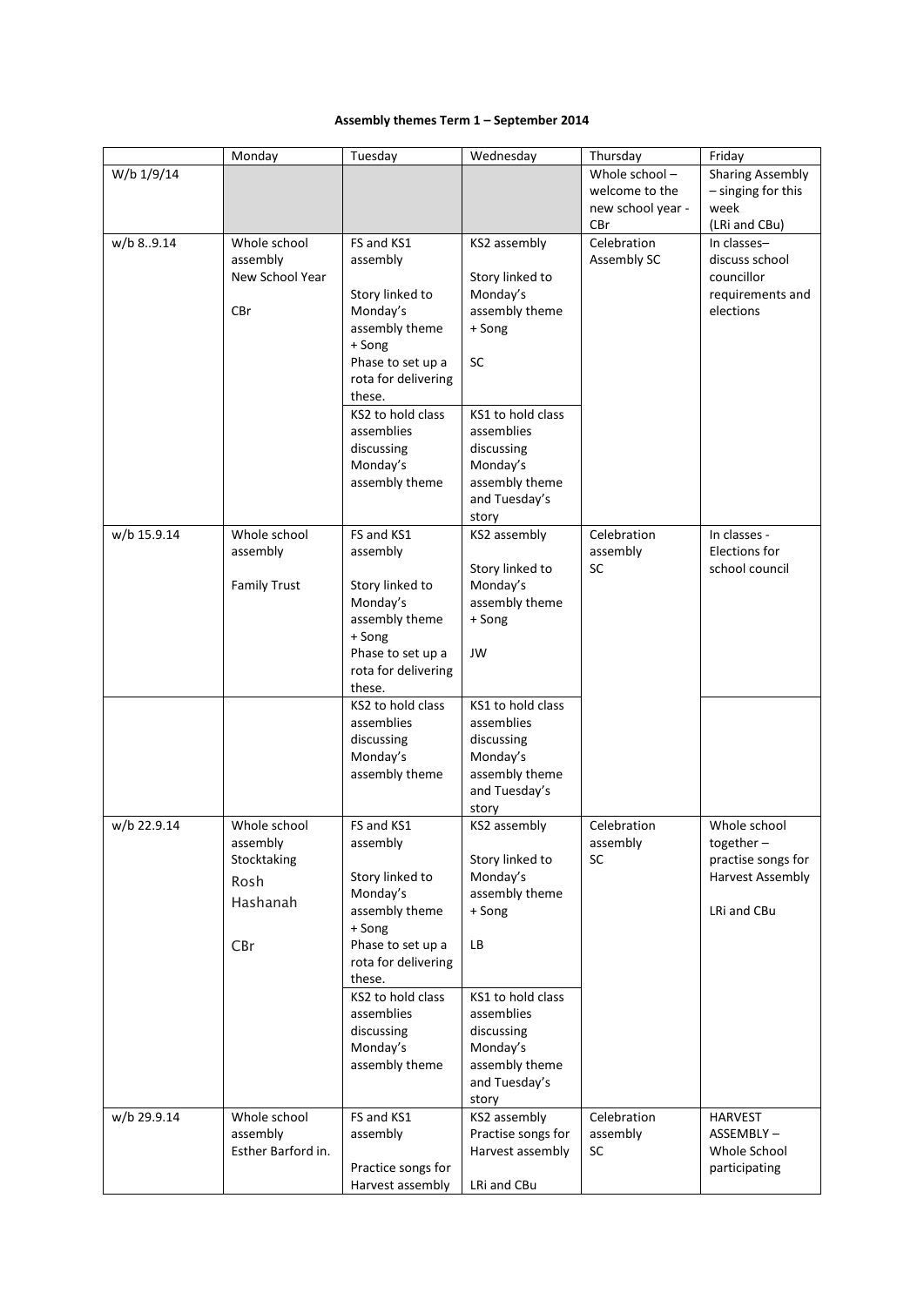**Assembly themes Term 1 – September 2014**

| | Monday | Tuesday | Wednesday | Thursday | Friday |
|---|---|---|---|---|---|
| W/b 1/9/14 | | | | Whole school – welcome to the new school year - CBr | Sharing Assembly – singing for this week (LRi and CBu) |
| w/b 8..9.14 | Whole school assembly New School Year CBr | FS and KS1 assembly Story linked to Monday's assembly theme + Song Phase to set up a rota for delivering these. | KS2 assembly Story linked to Monday's assembly theme + Song SC | Celebration Assembly SC | In classes– discuss school councillor requirements and elections |
| | | KS2 to hold class assemblies discussing Monday's assembly theme | KS1 to hold class assemblies discussing Monday's assembly theme and Tuesday's story | | |
| w/b 15.9.14 | Whole school assembly Family Trust | FS and KS1 assembly Story linked to Monday's assembly theme + Song Phase to set up a rota for delivering these. | KS2 assembly Story linked to Monday's assembly theme + Song JW | Celebration assembly SC | In classes - Elections for school council |
| | | KS2 to hold class assemblies discussing Monday's assembly theme | KS1 to hold class assemblies discussing Monday's assembly theme and Tuesday's story | | |
| w/b 22.9.14 | Whole school assembly Stocktaking Rosh Hashanah CBr | FS and KS1 assembly Story linked to Monday's assembly theme + Song Phase to set up a rota for delivering these. | KS2 assembly Story linked to Monday's assembly theme + Song LB | Celebration assembly SC | Whole school together – practise songs for Harvest Assembly LRi and CBu |
| | | KS2 to hold class assemblies discussing Monday's assembly theme | KS1 to hold class assemblies discussing Monday's assembly theme and Tuesday's story | | |
| w/b 29.9.14 | Whole school assembly Esther Barford in. | FS and KS1 assembly Practice songs for Harvest assembly | KS2 assembly Practise songs for Harvest assembly LRi and CBu | Celebration assembly SC | HARVEST ASSEMBLY – Whole School participating |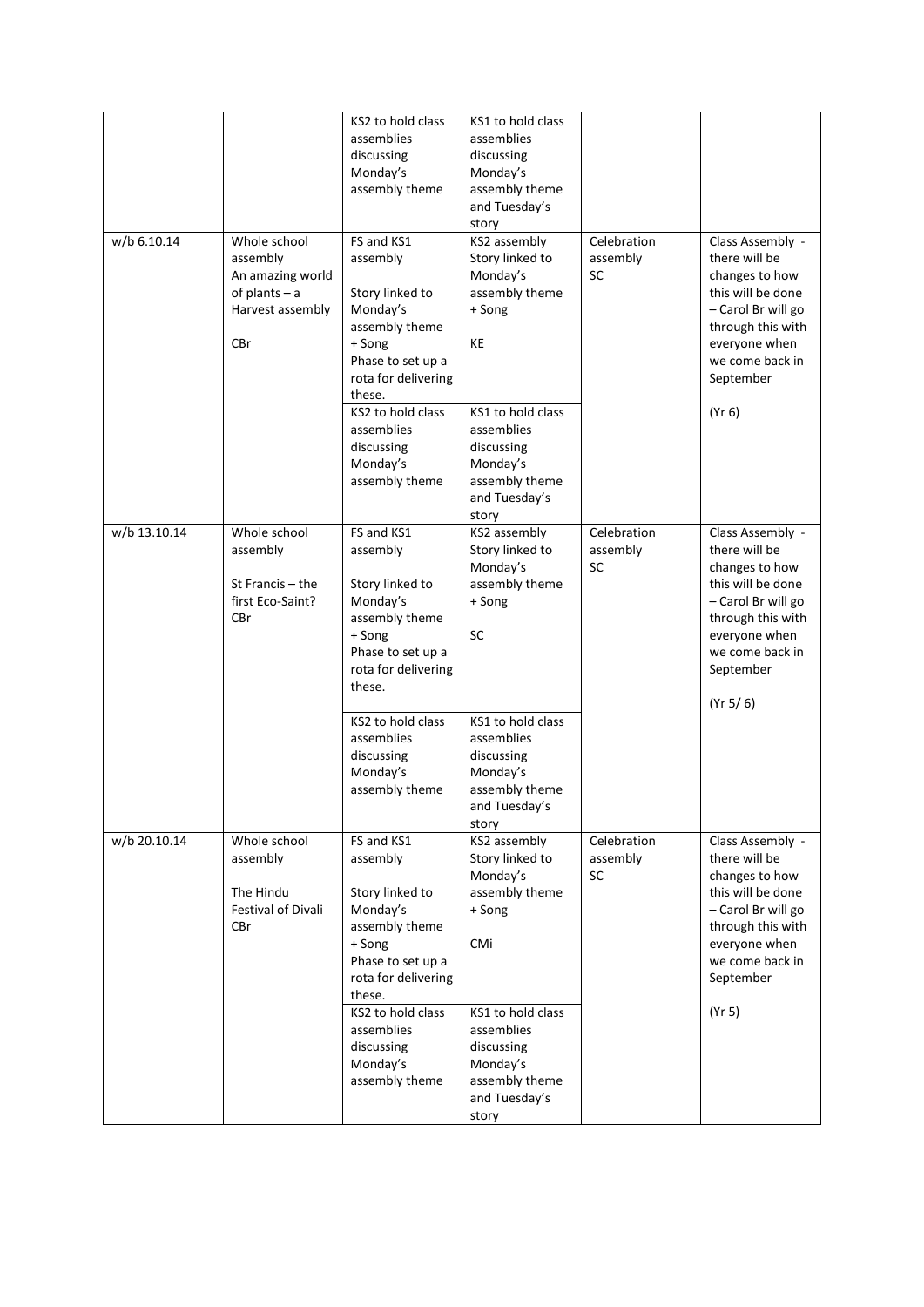| | | | | | |
|---|---|---|---|---|---|
| | | KS2 to hold class assemblies discussing Monday's assembly theme | KS1 to hold class assemblies discussing Monday's assembly theme and Tuesday's story | | |
| w/b 6.10.14 | Whole school assembly<br>An amazing world of plants – a Harvest assembly<br>CBr | FS and KS1 assembly<br>Story linked to Monday's assembly theme + Song<br>Phase to set up a rota for delivering these. | KS2 assembly Story linked to Monday's assembly theme + Song<br>KE | Celebration assembly SC | Class Assembly - there will be changes to how this will be done – Carol Br will go through this with everyone when we come back in September<br>(Yr 6) |
| | | KS2 to hold class assemblies discussing Monday's assembly theme | KS1 to hold class assemblies discussing Monday's assembly theme and Tuesday's story | | |
| w/b 13.10.14 | Whole school assembly<br>St Francis – the first Eco-Saint?<br>CBr | FS and KS1 assembly<br>Story linked to Monday's assembly theme + Song<br>Phase to set up a rota for delivering these. | KS2 assembly Story linked to Monday's assembly theme + Song<br>SC | Celebration assembly SC | Class Assembly - there will be changes to how this will be done – Carol Br will go through this with everyone when we come back in September<br>(Yr 5/ 6) |
| | | KS2 to hold class assemblies discussing Monday's assembly theme | KS1 to hold class assemblies discussing Monday's assembly theme and Tuesday's story | | |
| w/b 20.10.14 | Whole school assembly<br>The Hindu Festival of Divali<br>CBr | FS and KS1 assembly<br>Story linked to Monday's assembly theme + Song<br>Phase to set up a rota for delivering these. | KS2 assembly Story linked to Monday's assembly theme + Song<br>CMi | Celebration assembly SC | Class Assembly - there will be changes to how this will be done – Carol Br will go through this with everyone when we come back in September<br>(Yr 5) |
| | | KS2 to hold class assemblies discussing Monday's assembly theme | KS1 to hold class assemblies discussing Monday's assembly theme and Tuesday's story | | |